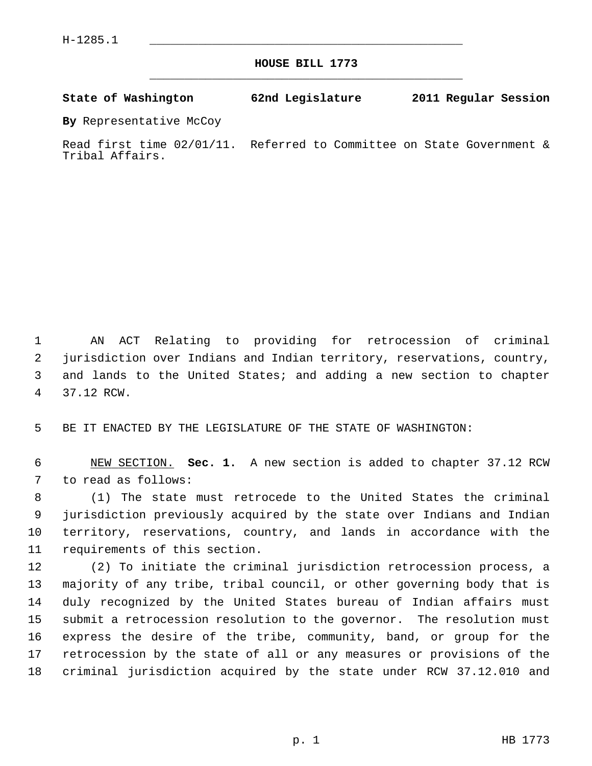H-1285.1

# HOUSE BILL 1773

**State of Washington 62nd Legislature 2011 Regular Session**

**By** Representative McCoy

Read first time 02/01/11. Referred to Committee on State Government & Tribal Affairs.

AN ACT Relating to providing for retrocession of criminal jurisdiction over Indians and Indian territory, reservations, country, and lands to the United States; and adding a new section to chapter 37.12 RCW.

BE IT ENACTED BY THE LEGISLATURE OF THE STATE OF WASHINGTON:

NEW SECTION. **Sec. 1.** A new section is added to chapter 37.12 RCW to read as follows:

(1) The state must retrocede to the United States the criminal jurisdiction previously acquired by the state over Indians and Indian territory, reservations, country, and lands in accordance with the requirements of this section.

(2) To initiate the criminal jurisdiction retrocession process, a majority of any tribe, tribal council, or other governing body that is duly recognized by the United States bureau of Indian affairs must submit a retrocession resolution to the governor. The resolution must express the desire of the tribe, community, band, or group for the retrocession by the state of all or any measures or provisions of the criminal jurisdiction acquired by the state under RCW 37.12.010 and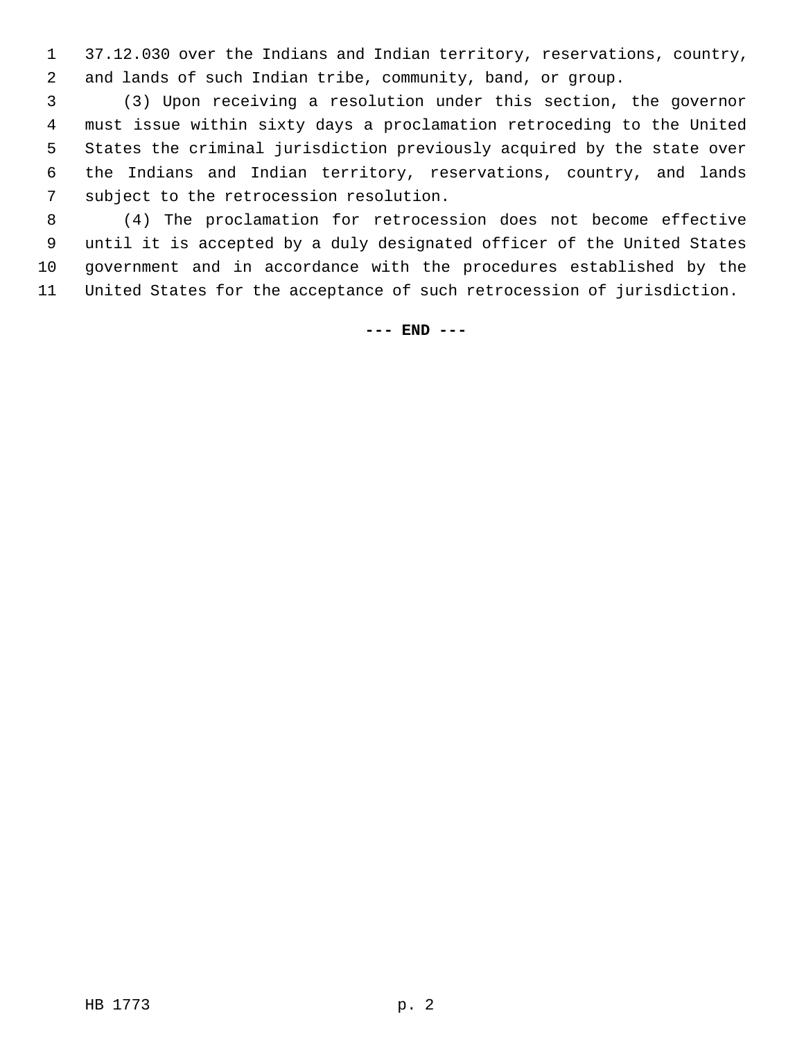37.12.030 over the Indians and Indian territory, reservations, country, and lands of such Indian tribe, community, band, or group.

(3) Upon receiving a resolution under this section, the governor must issue within sixty days a proclamation retroceding to the United States the criminal jurisdiction previously acquired by the state over the Indians and Indian territory, reservations, country, and lands subject to the retrocession resolution.

(4) The proclamation for retrocession does not become effective until it is accepted by a duly designated officer of the United States government and in accordance with the procedures established by the United States for the acceptance of such retrocession of jurisdiction.

**--- END ---**